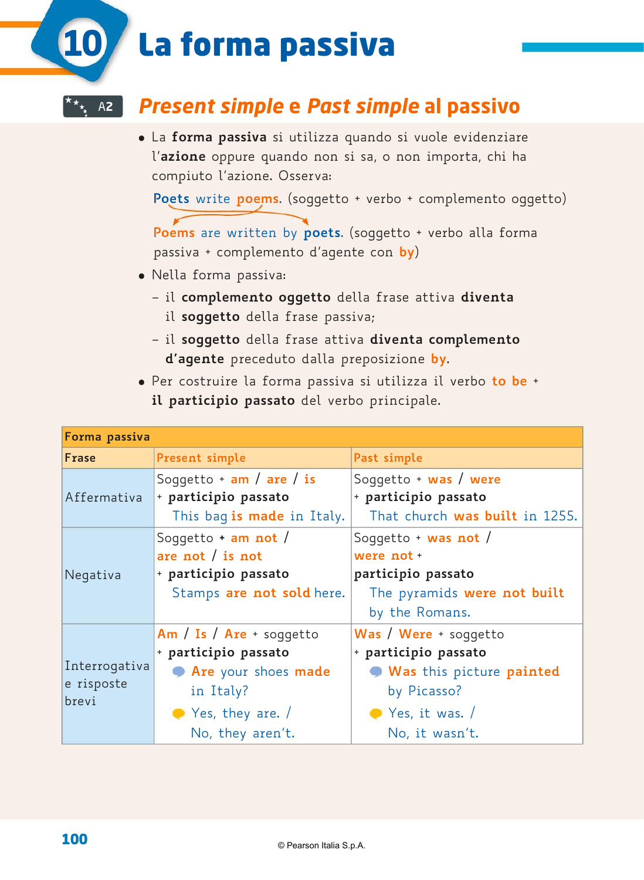# 10 La forma passiva

## A2 *Present simple* e *Past simple* al passivo

- La **forma passiva** si utilizza quando si vuole evidenziare l'**azione** oppure quando non si sa, o non importa, chi ha compiuto l'azione. Osserva:

  **Poets** write **poems**. (soggetto + verbo + complemento oggetto)

  **Poems** are written by **poets**. (soggetto + verbo alla forma passiva + complemento d'agente con **by**)

- Nella forma passiva:
  - il **complemento oggetto** della frase attiva **diventa** il **soggetto** della frase passiva;
  - il **soggetto** della frase attiva **diventa complemento d'agente** preceduto dalla preposizione **by**.

- Per costruire la forma passiva si utilizza il verbo **to be** + **il participio passato** del verbo principale.

| **Forma passiva** | | |
|---|---|---|
| **Frase** | Present simple | Past simple |
| Affermativa | Soggetto + **am** / **are** / **is** + **participio passato**<br>This bag **is made** in Italy. | Soggetto + **was** / **were** + **participio passato**<br>That church **was built** in 1255. |
| Negativa | Soggetto + **am not** / **are not** / **is not** + **participio passato**<br>Stamps **are not sold** here. | Soggetto + **was not** / **were not** + **participio passato**<br>The pyramids **were not built** by the Romans. |
| Interrogativa e risposte brevi | **Am** / **Is** / **Are** + soggetto + **participio passato**<br>**Are** your shoes **made** in Italy?<br>Yes, they are. / No, they aren't. | **Was** / **Were** + soggetto + **participio passato**<br>**Was** this picture **painted** by Picasso?<br>Yes, it was. / No, it wasn't. |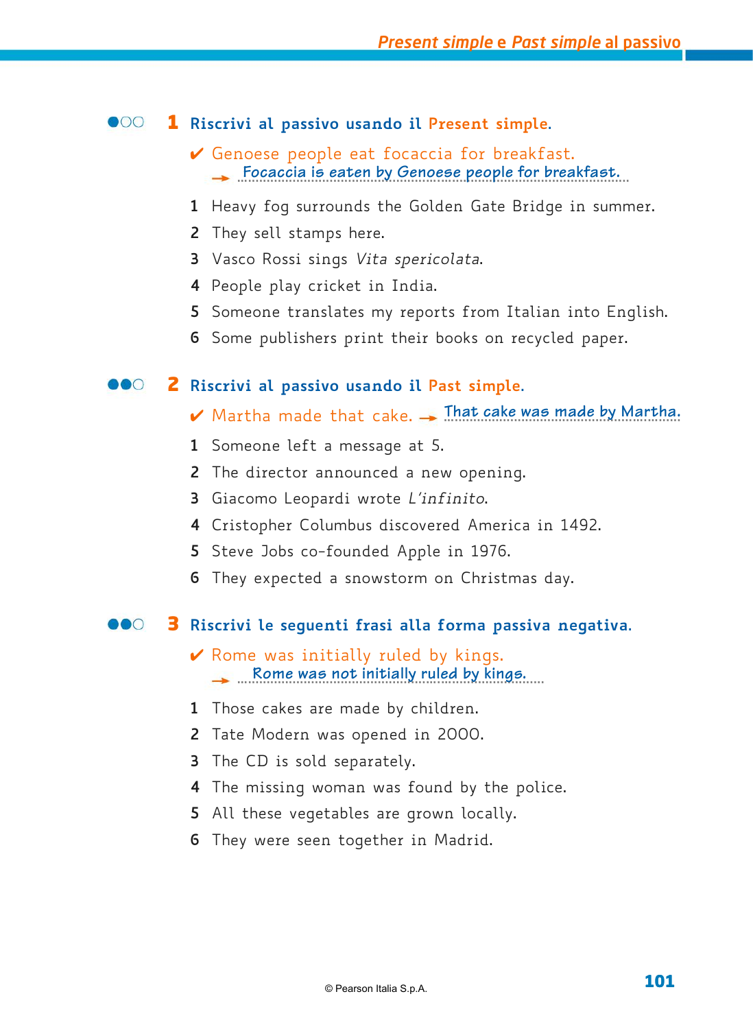## 1 Riscrivi al passivo usando il Present simple.

✔ Genoese people eat focaccia for breakfast.
→ Focaccia is eaten by Genoese people for breakfast.

1. Heavy fog surrounds the Golden Gate Bridge in summer.
2. They sell stamps here.
3. Vasco Rossi sings *Vita spericolata*.
4. People play cricket in India.
5. Someone translates my reports from Italian into English.
6. Some publishers print their books on recycled paper.

## 2 Riscrivi al passivo usando il Past simple.

✔ Martha made that cake. → That cake was made by Martha.

1. Someone left a message at 5.
2. The director announced a new opening.
3. Giacomo Leopardi wrote *L'infinito*.
4. Cristopher Columbus discovered America in 1492.
5. Steve Jobs co-founded Apple in 1976.
6. They expected a snowstorm on Christmas day.

## 3 Riscrivi le seguenti frasi alla forma passiva negativa.

✔ Rome was initially ruled by kings.
→ Rome was not initially ruled by kings.

1. Those cakes are made by children.
2. Tate Modern was opened in 2000.
3. The CD is sold separately.
4. The missing woman was found by the police.
5. All these vegetables are grown locally.
6. They were seen together in Madrid.

© Pearson Italia S.p.A.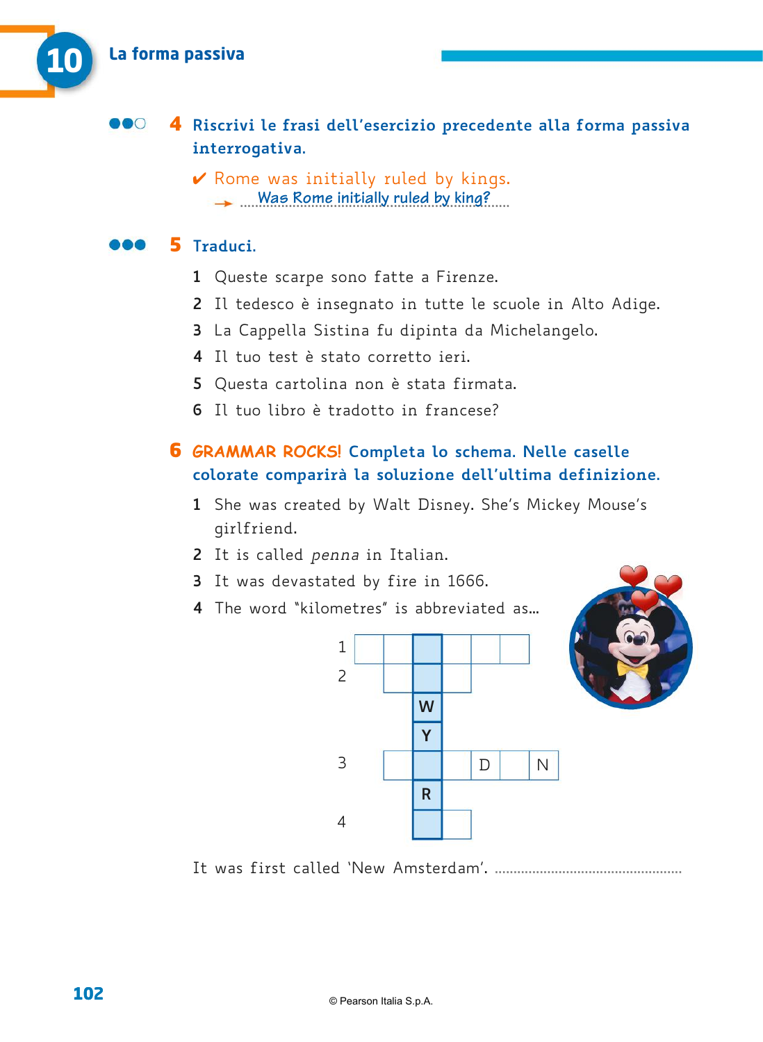## 10 La forma passiva

**4 Riscrivi le frasi dell'esercizio precedente alla forma passiva interrogativa.**

✔ Rome was initially ruled by kings.
→ Was Rome initially ruled by king?

**5 Traduci.**

1 Queste scarpe sono fatte a Firenze.
2 Il tedesco è insegnato in tutte le scuole in Alto Adige.
3 La Cappella Sistina fu dipinta da Michelangelo.
4 Il tuo test è stato corretto ieri.
5 Questa cartolina non è stata firmata.
6 Il tuo libro è tradotto in francese?

**6 GRAMMAR ROCKS! Completa lo schema. Nelle caselle colorate comparirà la soluzione dell'ultima definizione.**

1 She was created by Walt Disney. She's Mickey Mouse's girlfriend.
2 It is called *penna* in Italian.
3 It was devastated by fire in 1666.
4 The word "kilometres" is abbreviated as...

| | | | | | | | |
|---|---|---|---|---|---|---|---|
| 1 | | | | | | | |
| 2 | | | | | | | |
| | | | W | | | | |
| | | | Y | | | | |
| 3 | | | | | D | | N |
| | | | R | | | | |
| 4 | | | | | | | |

It was first called 'New Amsterdam'. ..................................................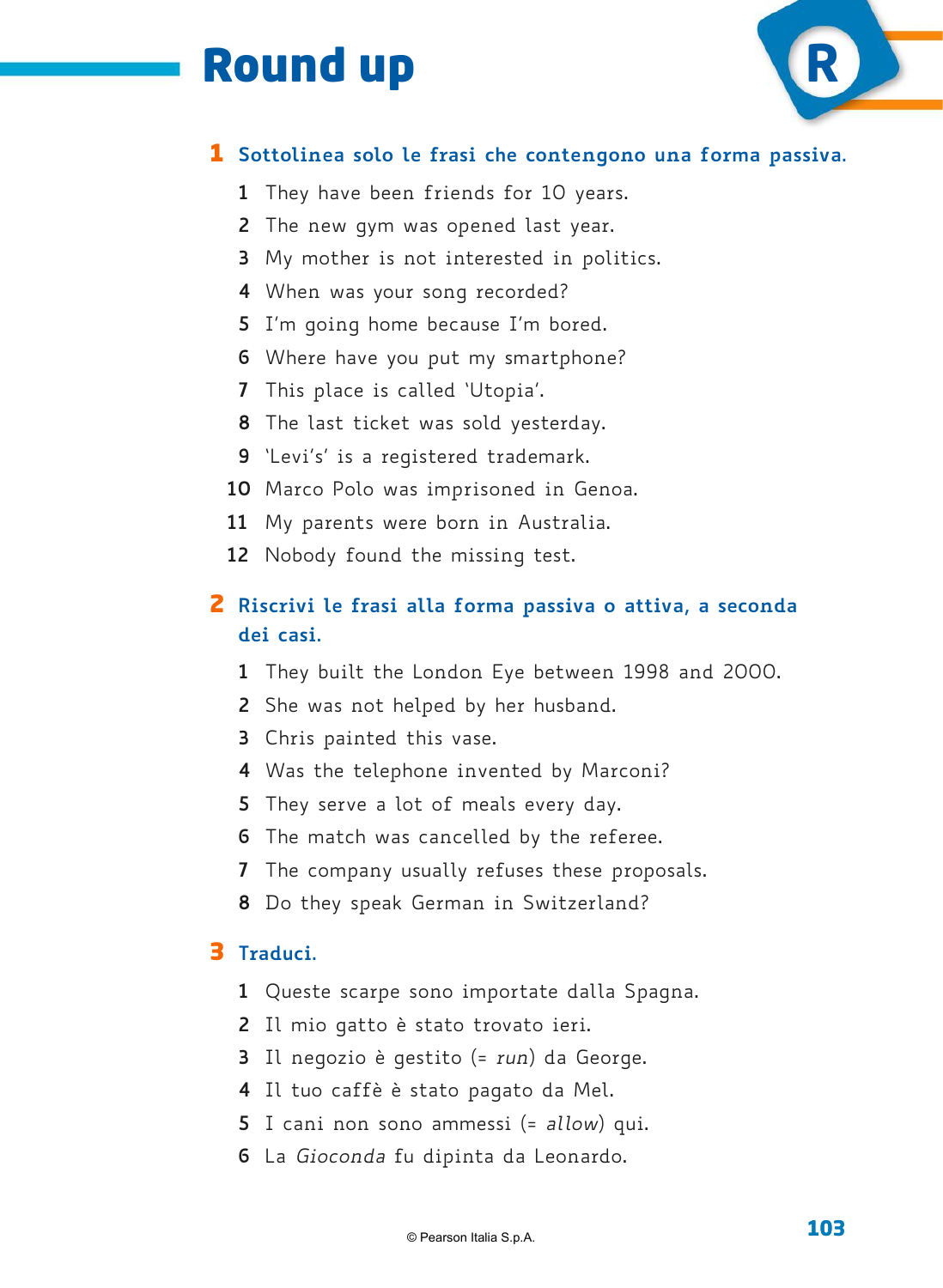# Round up

## 1 Sottolinea solo le frasi che contengono una forma passiva.

1 They have been friends for 10 years.
2 The new gym was opened last year.
3 My mother is not interested in politics.
4 When was your song recorded?
5 I'm going home because I'm bored.
6 Where have you put my smartphone?
7 This place is called 'Utopia'.
8 The last ticket was sold yesterday.
9 'Levi's' is a registered trademark.
10 Marco Polo was imprisoned in Genoa.
11 My parents were born in Australia.
12 Nobody found the missing test.

## 2 Riscrivi le frasi alla forma passiva o attiva, a seconda dei casi.

1 They built the London Eye between 1998 and 2000.
2 She was not helped by her husband.
3 Chris painted this vase.
4 Was the telephone invented by Marconi?
5 They serve a lot of meals every day.
6 The match was cancelled by the referee.
7 The company usually refuses these proposals.
8 Do they speak German in Switzerland?

## 3 Traduci.

1 Queste scarpe sono importate dalla Spagna.
2 Il mio gatto è stato trovato ieri.
3 Il negozio è gestito (= *run*) da George.
4 Il tuo caffè è stato pagato da Mel.
5 I cani non sono ammessi (= *allow*) qui.
6 La *Gioconda* fu dipinta da Leonardo.

© Pearson Italia S.p.A.